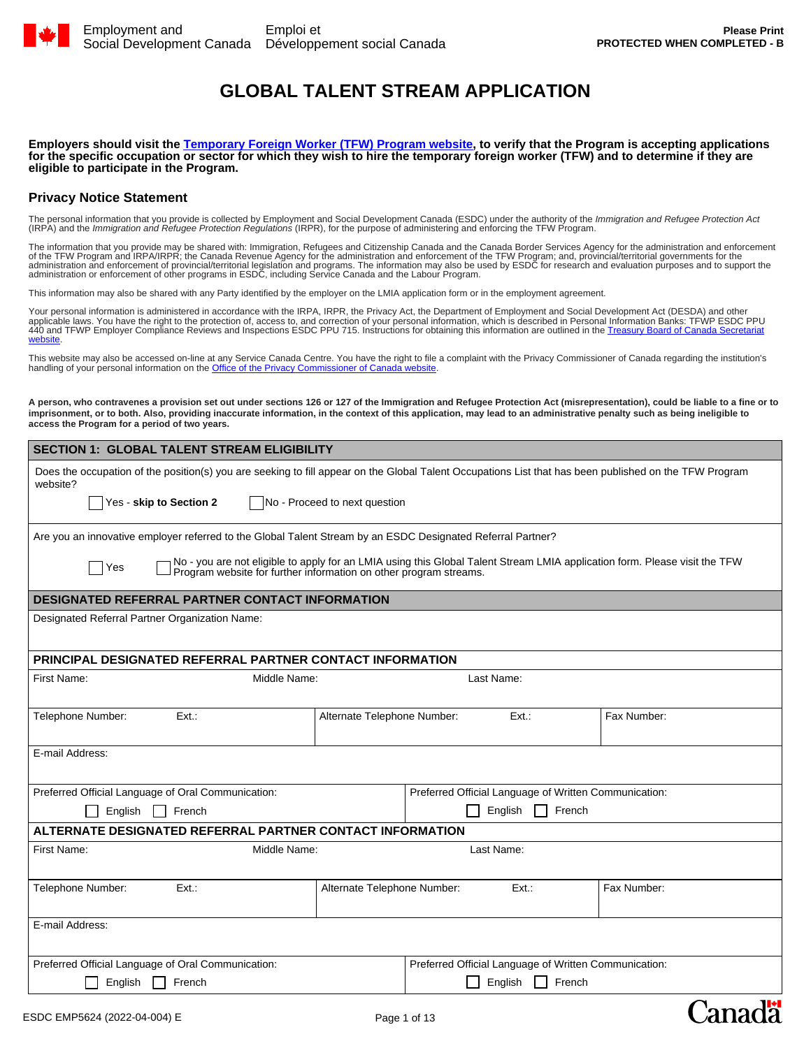Employment and Social Development Canada / Emploi et Développement social Canada

Please Print
**PROTECTED WHEN COMPLETED - B**

# GLOBAL TALENT STREAM APPLICATION

**Employers should visit the [Temporary Foreign Worker (TFW) Program website](#), to verify that the Program is accepting applications for the specific occupation or sector for which they wish to hire the temporary foreign worker (TFW) and to determine if they are eligible to participate in the Program.**

## Privacy Notice Statement

The personal information that you provide is collected by Employment and Social Development Canada (ESDC) under the authority of the *Immigration and Refugee Protection Act* (IRPA) and the *Immigration and Refugee Protection Regulations* (IRPR), for the purpose of administering and enforcing the TFW Program.

The information that you provide may be shared with: Immigration, Refugees and Citizenship Canada and the Canada Border Services Agency for the administration and enforcement of the TFW Program and IRPA/IRPR; the Canada Revenue Agency for the administration and enforcement of the TFW Program; and, provincial/territorial governments for the administration and enforcement of provincial/territorial legislation and programs. The information may also be used by ESDC for research and evaluation purposes and to support the administration or enforcement of other programs in ESDC, including Service Canada and the Labour Program.

This information may also be shared with any Party identified by the employer on the LMIA application form or in the employment agreement.

Your personal information is administered in accordance with the IRPA, IRPR, the Privacy Act, the Department of Employment and Social Development Act (DESDA) and other applicable laws. You have the right to the protection of, access to, and correction of your personal information, which is described in Personal Information Banks: TFWP ESDC PPU 440 and TFWP Employer Compliance Reviews and Inspections ESDC PPU 715. Instructions for obtaining this information are outlined in the [Treasury Board of Canada Secretariat website](#).

This website may also be accessed on-line at any Service Canada Centre. You have the right to file a complaint with the Privacy Commissioner of Canada regarding the institution's handling of your personal information on the [Office of the Privacy Commissioner of Canada website](#).

**A person, who contravenes a provision set out under sections 126 or 127 of the Immigration and Refugee Protection Act (misrepresentation), could be liable to a fine or to imprisonment, or to both. Also, providing inaccurate information, in the context of this application, may lead to an administrative penalty such as being ineligible to access the Program for a period of two years.**

## SECTION 1: GLOBAL TALENT STREAM ELIGIBILITY

Does the occupation of the position(s) you are seeking to fill appear on the Global Talent Occupations List that has been published on the TFW Program website?

☐ Yes - **skip to Section 2** ☐ No - Proceed to next question

Are you an innovative employer referred to the Global Talent Stream by an ESDC Designated Referral Partner?

☐ Yes ☐ No - you are not eligible to apply for an LMIA using this Global Talent Stream LMIA application form. Please visit the TFW Program website for further information on other program streams.

### DESIGNATED REFERRAL PARTNER CONTACT INFORMATION

Designated Referral Partner Organization Name:

### PRINCIPAL DESIGNATED REFERRAL PARTNER CONTACT INFORMATION

| First Name: | Middle Name: | Last Name: |
|---|---|---|
| | | |

| Telephone Number: Ext.: | Alternate Telephone Number: Ext.: | Fax Number: |
|---|---|---|
| | | |

E-mail Address:

| Preferred Official Language of Oral Communication: | Preferred Official Language of Written Communication: |
|---|---|
| ☐ English ☐ French | ☐ English ☐ French |

### ALTERNATE DESIGNATED REFERRAL PARTNER CONTACT INFORMATION

| First Name: | Middle Name: | Last Name: |
|---|---|---|
| | | |

| Telephone Number: Ext.: | Alternate Telephone Number: Ext.: | Fax Number: |
|---|---|---|
| | | |

E-mail Address:

| Preferred Official Language of Oral Communication: | Preferred Official Language of Written Communication: |
|---|---|
| ☐ English ☐ French | ☐ English ☐ French |

ESDC EMP5624 (2022-04-004) E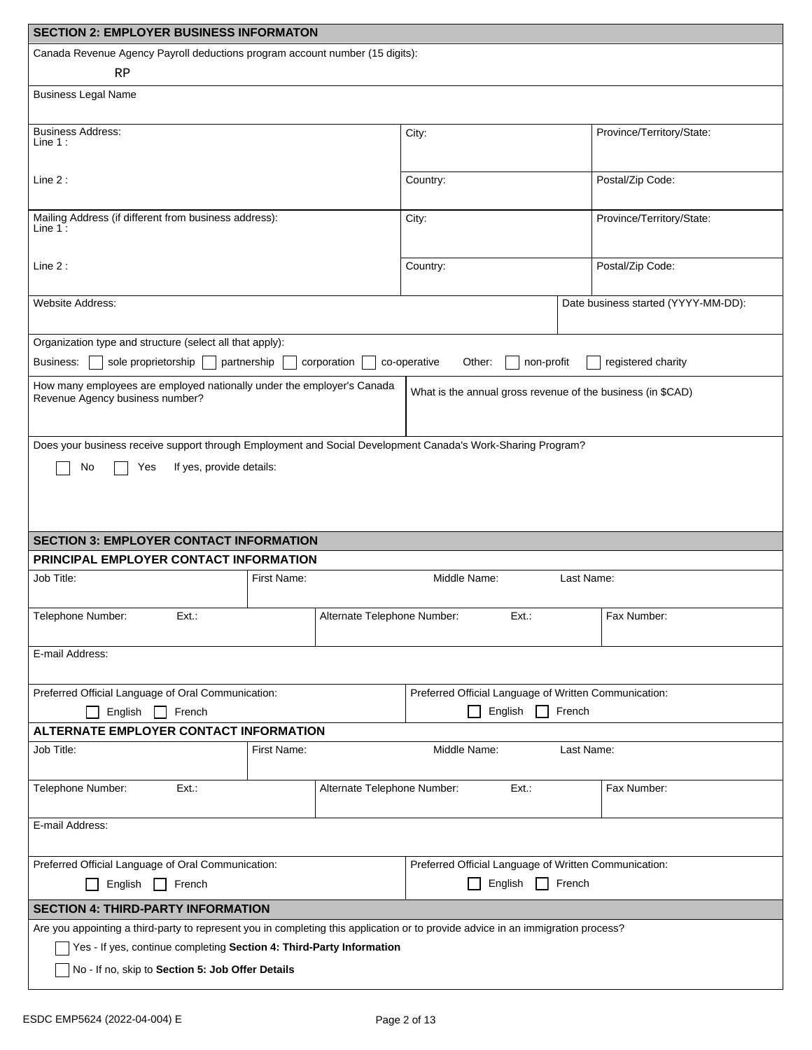## SECTION 2: EMPLOYER BUSINESS INFORMATON

Canada Revenue Agency Payroll deductions program account number (15 digits):

RP

Business Legal Name

| Business Address: | City: | Province/Territory/State: |
|---|---|---|
| Line 1 : | | |
| Line 2 : | Country: | Postal/Zip Code: |

| Mailing Address (if different from business address): | City: | Province/Territory/State: |
|---|---|---|
| Line 1 : | | |
| Line 2 : | Country: | Postal/Zip Code: |

| Website Address: | Date business started (YYYY-MM-DD): |
|---|---|
| | |

Organization type and structure (select all that apply):

Business: ☐ sole proprietorship ☐ partnership ☐ corporation ☐ co-operative Other: ☐ non-profit ☐ registered charity

| How many employees are employed nationally under the employer's Canada Revenue Agency business number? | What is the annual gross revenue of the business (in $CAD) |
|---|---|
| | |

Does your business receive support through Employment and Social Development Canada's Work-Sharing Program?

☐ No ☐ Yes If yes, provide details:

## SECTION 3: EMPLOYER CONTACT INFORMATION

### PRINCIPAL EMPLOYER CONTACT INFORMATION

| Job Title: | First Name: | Middle Name: | Last Name: |
|---|---|---|---|
| | | | |

| Telephone Number: | Ext.: | Alternate Telephone Number: | Ext.: | Fax Number: |
|---|---|---|---|---|
| | | | | |

E-mail Address:

| Preferred Official Language of Oral Communication: | Preferred Official Language of Written Communication: |
|---|---|
| ☐ English ☐ French | ☐ English ☐ French |

### ALTERNATE EMPLOYER CONTACT INFORMATION

| Job Title: | First Name: | Middle Name: | Last Name: |
|---|---|---|---|
| | | | |

| Telephone Number: | Ext.: | Alternate Telephone Number: | Ext.: | Fax Number: |
|---|---|---|---|---|
| | | | | |

E-mail Address:

| Preferred Official Language of Oral Communication: | Preferred Official Language of Written Communication: |
|---|---|
| ☐ English ☐ French | ☐ English ☐ French |

## SECTION 4: THIRD-PARTY INFORMATION

Are you appointing a third-party to represent you in completing this application or to provide advice in an immigration process?

☐ Yes - If yes, continue completing **Section 4: Third-Party Information**

☐ No - If no, skip to **Section 5: Job Offer Details**

ESDC EMP5624 (2022-04-004) E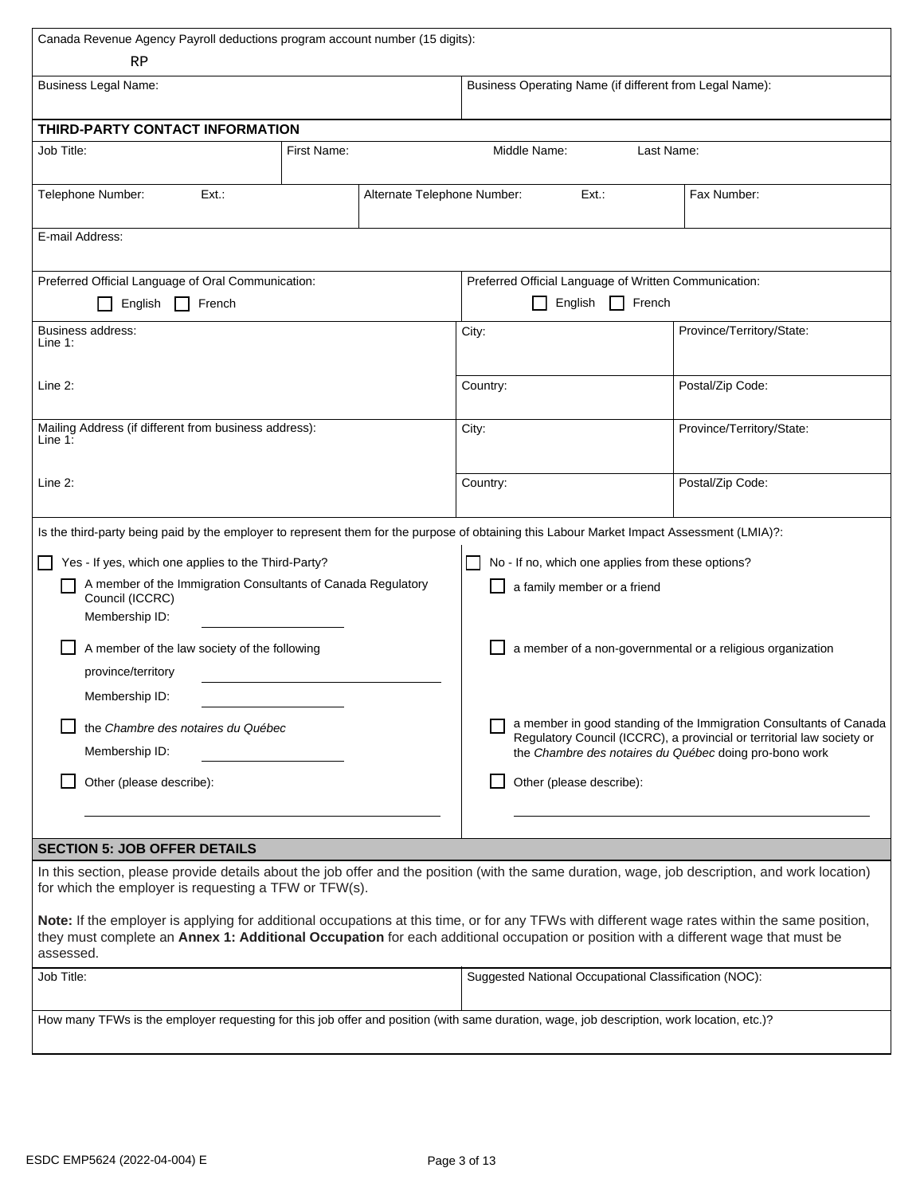Canada Revenue Agency Payroll deductions program account number (15 digits):

RP

| Business Legal Name: | Business Operating Name (if different from Legal Name): |
|---|---|
| | |

## THIRD-PARTY CONTACT INFORMATION

| Job Title: | First Name: | Middle Name: | Last Name: |
|---|---|---|---|
| | | | |

| Telephone Number: Ext.: | Alternate Telephone Number: Ext.: | Fax Number: |
|---|---|---|
| | | |

E-mail Address:

| Preferred Official Language of Oral Communication: | Preferred Official Language of Written Communication: |
|---|---|
| ☐ English ☐ French | ☐ English ☐ French |

| Business address: | City: | Province/Territory/State: |
|---|---|---|
| Line 1: | | |
| Line 2: | Country: | Postal/Zip Code: |

| Mailing Address (if different from business address): | City: | Province/Territory/State: |
|---|---|---|
| Line 1: | | |
| Line 2: | Country: | Postal/Zip Code: |

Is the third-party being paid by the employer to represent them for the purpose of obtaining this Labour Market Impact Assessment (LMIA)?:

☐ Yes - If yes, which one applies to the Third-Party?

- ☐ A member of the Immigration Consultants of Canada Regulatory Council (ICCRC)
  Membership ID: ____________
- ☐ A member of the law society of the following province/territory ____________
  Membership ID: ____________
- ☐ the *Chambre des notaires du Québec*
  Membership ID: ____________
- ☐ Other (please describe): ____________

☐ No - If no, which one applies from these options?

- ☐ a family member or a friend
- ☐ a member of a non-governmental or a religious organization
- ☐ a member in good standing of the Immigration Consultants of Canada Regulatory Council (ICCRC), a provincial or territorial law society or the *Chambre des notaires du Québec* doing pro-bono work
- ☐ Other (please describe): ____________

## SECTION 5: JOB OFFER DETAILS

In this section, please provide details about the job offer and the position (with the same duration, wage, job description, and work location) for which the employer is requesting a TFW or TFW(s).

**Note:** If the employer is applying for additional occupations at this time, or for any TFWs with different wage rates within the same position, they must complete an **Annex 1: Additional Occupation** for each additional occupation or position with a different wage that must be assessed.

| Job Title: | Suggested National Occupational Classification (NOC): |
|---|---|
| | |

How many TFWs is the employer requesting for this job offer and position (with same duration, wage, job description, work location, etc.)?

ESDC EMP5624 (2022-04-004) E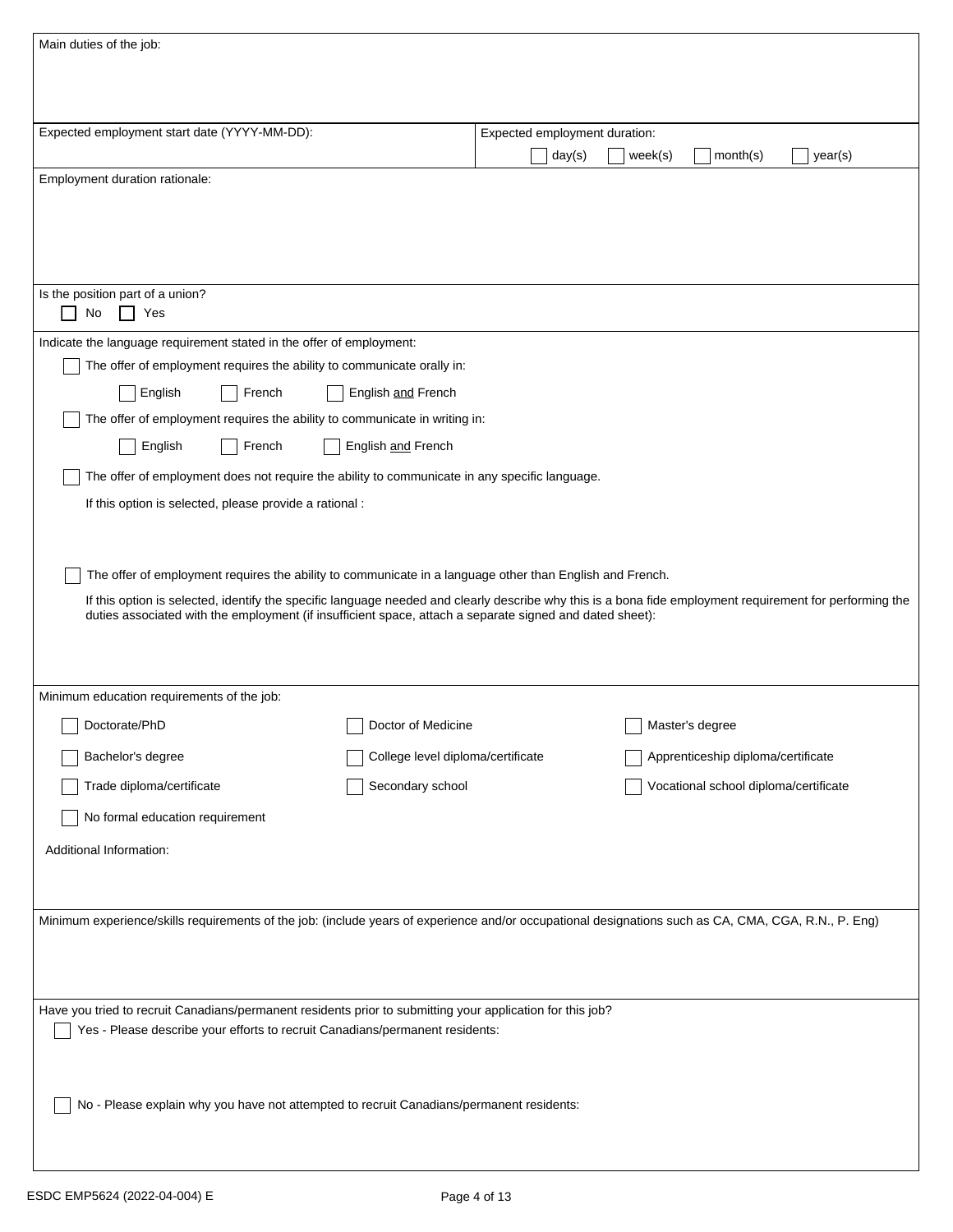Main duties of the job:

Expected employment start date (YYYY-MM-DD):

Expected employment duration:

☐ day(s) ☐ week(s) ☐ month(s) ☐ year(s)

Employment duration rationale:

Is the position part of a union?

☐ No ☐ Yes

Indicate the language requirement stated in the offer of employment:

☐ The offer of employment requires the ability to communicate orally in:

☐ English ☐ French ☐ English and French

☐ The offer of employment requires the ability to communicate in writing in:

☐ English ☐ French ☐ English and French

☐ The offer of employment does not require the ability to communicate in any specific language.

If this option is selected, please provide a rational :

☐ The offer of employment requires the ability to communicate in a language other than English and French.

If this option is selected, identify the specific language needed and clearly describe why this is a bona fide employment requirement for performing the duties associated with the employment (if insufficient space, attach a separate signed and dated sheet):

Minimum education requirements of the job:

☐ Doctorate/PhD ☐ Doctor of Medicine ☐ Master's degree

☐ Bachelor's degree ☐ College level diploma/certificate ☐ Apprenticeship diploma/certificate

☐ Trade diploma/certificate ☐ Secondary school ☐ Vocational school diploma/certificate

☐ No formal education requirement

Additional Information:

Minimum experience/skills requirements of the job: (include years of experience and/or occupational designations such as CA, CMA, CGA, R.N., P. Eng)

Have you tried to recruit Canadians/permanent residents prior to submitting your application for this job?

☐ Yes - Please describe your efforts to recruit Canadians/permanent residents:

☐ No - Please explain why you have not attempted to recruit Canadians/permanent residents:

ESDC EMP5624 (2022-04-004) E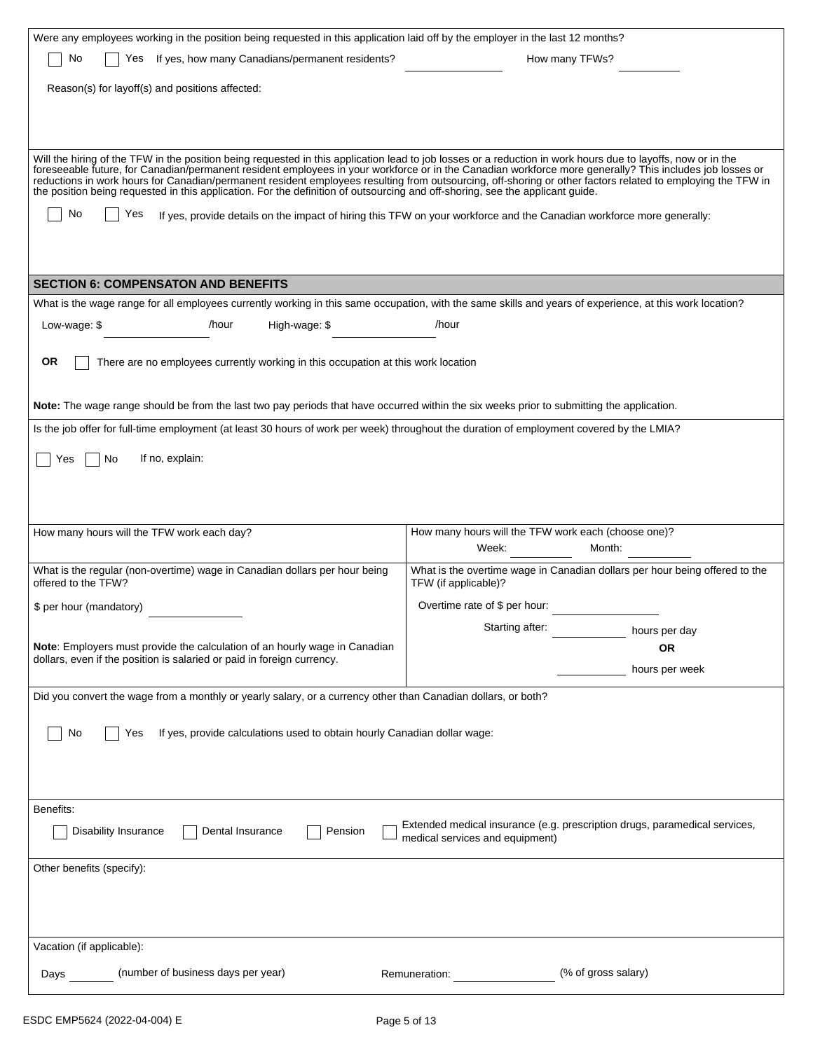Were any employees working in the position being requested in this application laid off by the employer in the last 12 months?

☐ No ☐ Yes If yes, how many Canadians/permanent residents? ________ How many TFWs? ________

Reason(s) for layoff(s) and positions affected:

Will the hiring of the TFW in the position being requested in this application lead to job losses or a reduction in work hours due to layoffs, now or in the foreseeable future, for Canadian/permanent resident employees in your workforce or in the Canadian workforce more generally? This includes job losses or reductions in work hours for Canadian/permanent resident employees resulting from outsourcing, off-shoring or other factors related to employing the TFW in the position being requested in this application. For the definition of outsourcing and off-shoring, see the applicant guide.

☐ No ☐ Yes If yes, provide details on the impact of hiring this TFW on your workforce and the Canadian workforce more generally:

## SECTION 6: COMPENSATON AND BENEFITS

What is the wage range for all employees currently working in this same occupation, with the same skills and years of experience, at this work location?

Low-wage: $ ________ /hour High-wage: $ ________ /hour

**OR** ☐ There are no employees currently working in this occupation at this work location

**Note:** The wage range should be from the last two pay periods that have occurred within the six weeks prior to submitting the application.

Is the job offer for full-time employment (at least 30 hours of work per week) throughout the duration of employment covered by the LMIA?

☐ Yes ☐ No If no, explain:

How many hours will the TFW work each day?

How many hours will the TFW work each (choose one)?
Week: ________ Month: ________

What is the regular (non-overtime) wage in Canadian dollars per hour being offered to the TFW?

$ per hour (mandatory) ________

**Note**: Employers must provide the calculation of an hourly wage in Canadian dollars, even if the position is salaried or paid in foreign currency.

What is the overtime wage in Canadian dollars per hour being offered to the TFW (if applicable)?

Overtime rate of $ per hour: ________

Starting after: ________ hours per day
**OR**
________ hours per week

Did you convert the wage from a monthly or yearly salary, or a currency other than Canadian dollars, or both?

☐ No ☐ Yes If yes, provide calculations used to obtain hourly Canadian dollar wage:

Benefits:

☐ Disability Insurance ☐ Dental Insurance ☐ Pension ☐ Extended medical insurance (e.g. prescription drugs, paramedical services, medical services and equipment)

Other benefits (specify):

Vacation (if applicable):

Days ________ (number of business days per year) Remuneration: ________ (% of gross salary)

ESDC EMP5624 (2022-04-004) E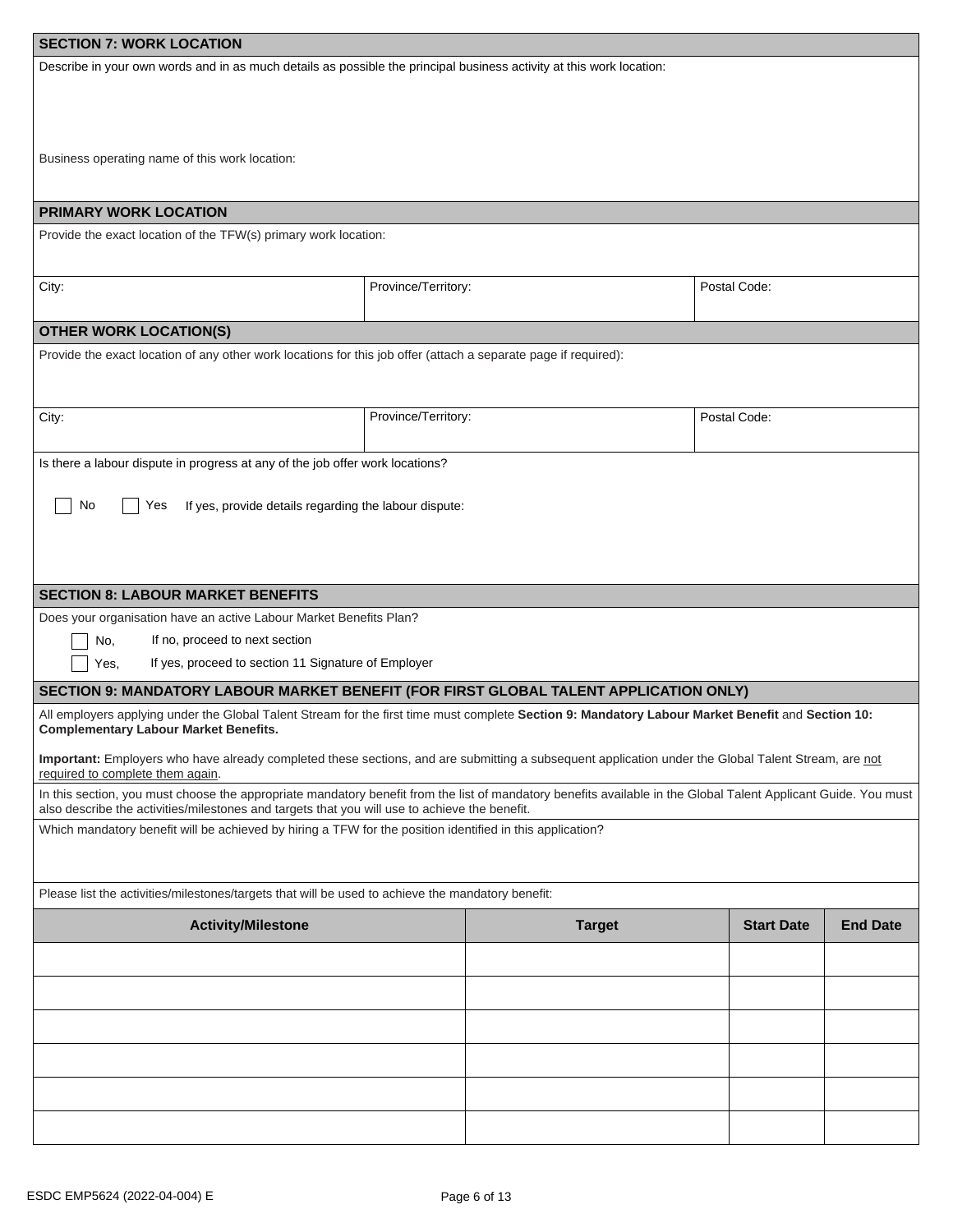## SECTION 7: WORK LOCATION

Describe in your own words and in as much details as possible the principal business activity at this work location:

Business operating name of this work location:

### PRIMARY WORK LOCATION

Provide the exact location of the TFW(s) primary work location:

| City: | Province/Territory: | Postal Code: |
|---|---|---|

### OTHER WORK LOCATION(S)

Provide the exact location of any other work locations for this job offer (attach a separate page if required):

| City: | Province/Territory: | Postal Code: |
|---|---|---|

Is there a labour dispute in progress at any of the job offer work locations?

☐ No ☐ Yes If yes, provide details regarding the labour dispute:

## SECTION 8: LABOUR MARKET BENEFITS

Does your organisation have an active Labour Market Benefits Plan?

☐ No, If no, proceed to next section

☐ Yes, If yes, proceed to section 11 Signature of Employer

## SECTION 9: MANDATORY LABOUR MARKET BENEFIT (FOR FIRST GLOBAL TALENT APPLICATION ONLY)

All employers applying under the Global Talent Stream for the first time must complete **Section 9: Mandatory Labour Market Benefit** and **Section 10: Complementary Labour Market Benefits.**

**Important:** Employers who have already completed these sections, and are submitting a subsequent application under the Global Talent Stream, are not required to complete them again.

In this section, you must choose the appropriate mandatory benefit from the list of mandatory benefits available in the Global Talent Applicant Guide. You must also describe the activities/milestones and targets that you will use to achieve the benefit.

Which mandatory benefit will be achieved by hiring a TFW for the position identified in this application?

Please list the activities/milestones/targets that will be used to achieve the mandatory benefit:

| Activity/Milestone | Target | Start Date | End Date |
|---|---|---|---|
| | | | |
| | | | |
| | | | |
| | | | |
| | | | |
| | | | |

ESDC EMP5624 (2022-04-004) E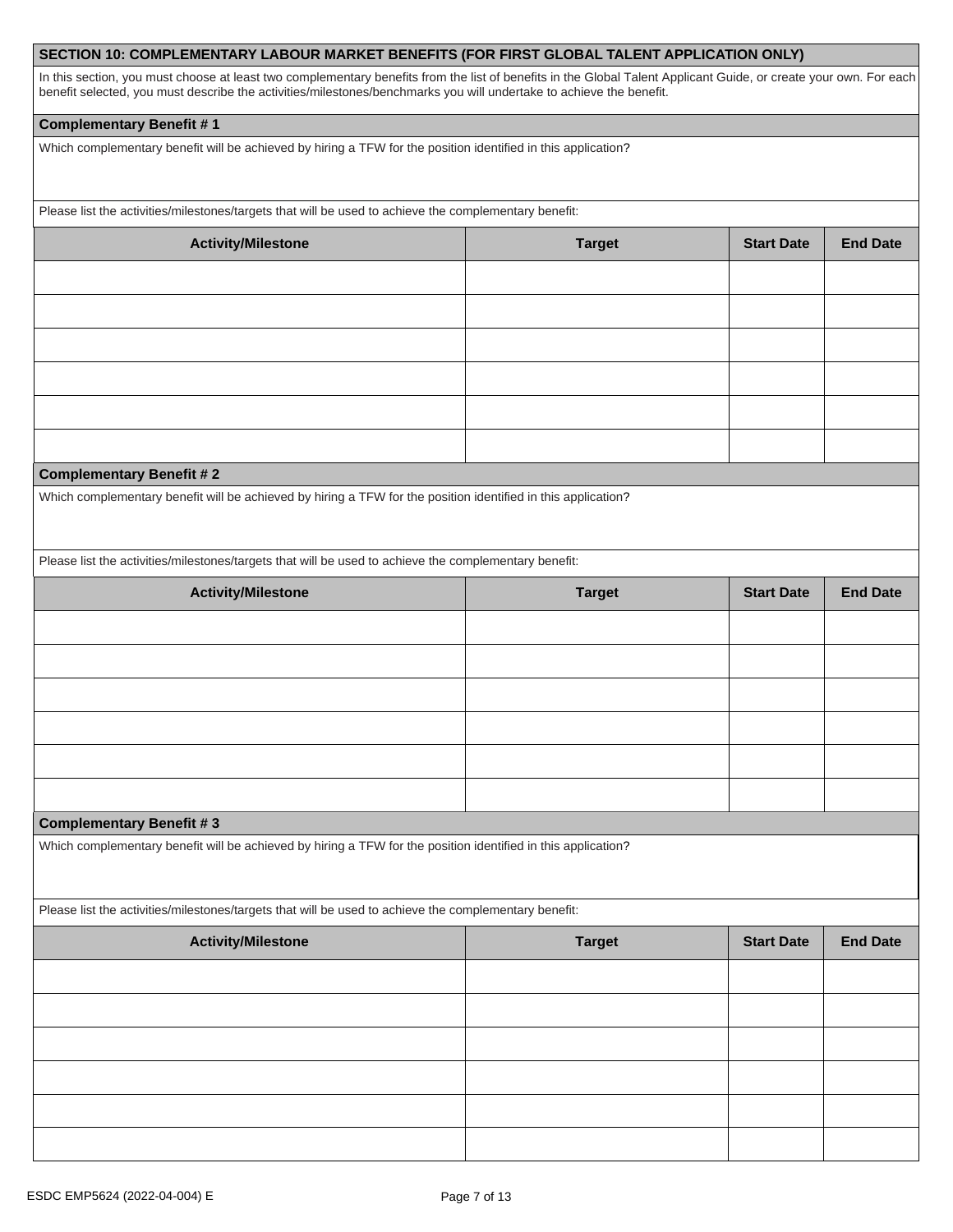## SECTION 10: COMPLEMENTARY LABOUR MARKET BENEFITS (FOR FIRST GLOBAL TALENT APPLICATION ONLY)

In this section, you must choose at least two complementary benefits from the list of benefits in the Global Talent Applicant Guide, or create your own. For each benefit selected, you must describe the activities/milestones/benchmarks you will undertake to achieve the benefit.

### Complementary Benefit # 1

Which complementary benefit will be achieved by hiring a TFW for the position identified in this application?

Please list the activities/milestones/targets that will be used to achieve the complementary benefit:

| Activity/Milestone | Target | Start Date | End Date |
|---|---|---|---|
| | | | |
| | | | |
| | | | |
| | | | |
| | | | |
| | | | |

### Complementary Benefit # 2

Which complementary benefit will be achieved by hiring a TFW for the position identified in this application?

Please list the activities/milestones/targets that will be used to achieve the complementary benefit:

| Activity/Milestone | Target | Start Date | End Date |
|---|---|---|---|
| | | | |
| | | | |
| | | | |
| | | | |
| | | | |
| | | | |

### Complementary Benefit # 3

Which complementary benefit will be achieved by hiring a TFW for the position identified in this application?

Please list the activities/milestones/targets that will be used to achieve the complementary benefit:

| Activity/Milestone | Target | Start Date | End Date |
|---|---|---|---|
| | | | |
| | | | |
| | | | |
| | | | |
| | | | |
| | | | |

ESDC EMP5624 (2022-04-004) E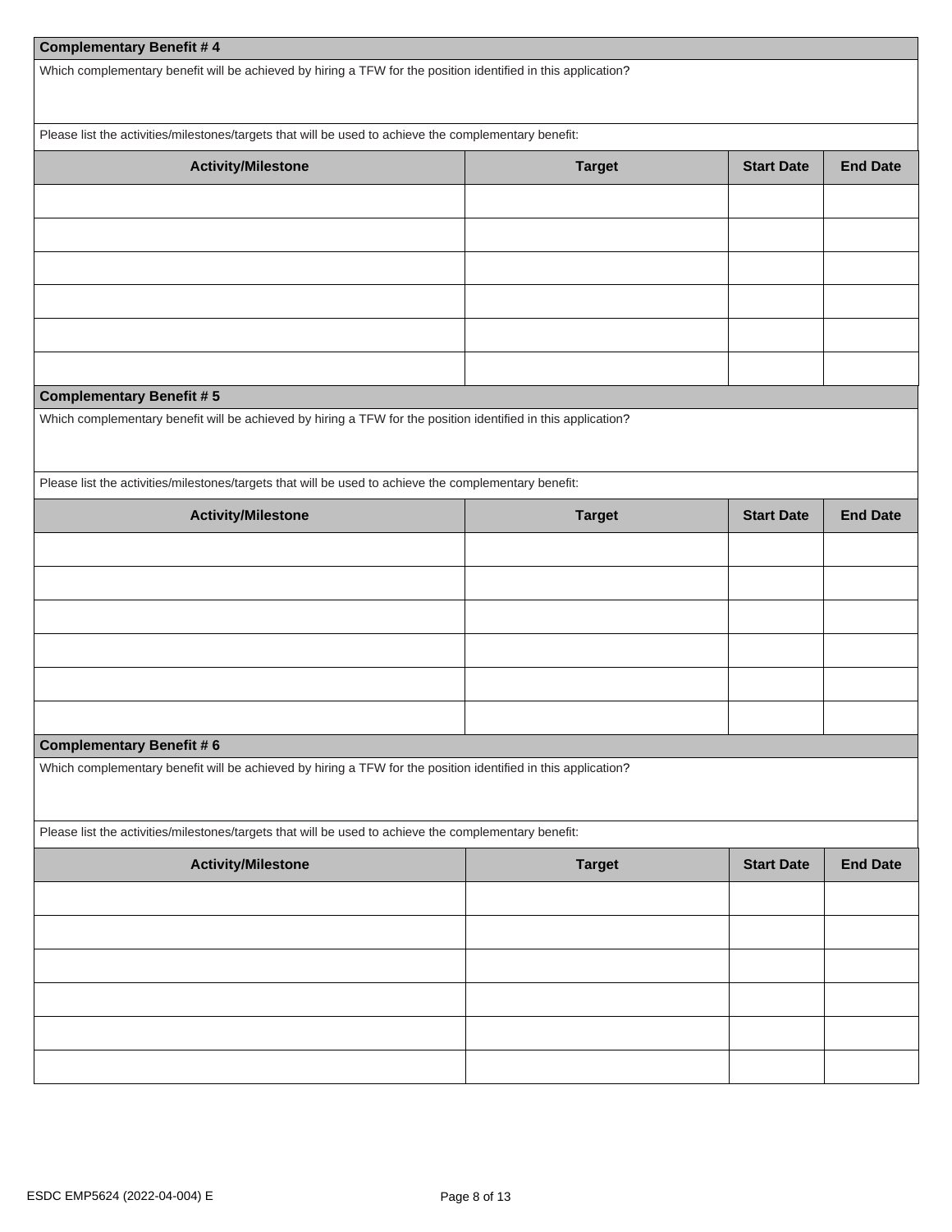**Complementary Benefit # 4**

Which complementary benefit will be achieved by hiring a TFW for the position identified in this application?

Please list the activities/milestones/targets that will be used to achieve the complementary benefit:

| Activity/Milestone | Target | Start Date | End Date |
| --- | --- | --- | --- |
| | | | |
| | | | |
| | | | |
| | | | |
| | | | |
| | | | |

**Complementary Benefit # 5**

Which complementary benefit will be achieved by hiring a TFW for the position identified in this application?

Please list the activities/milestones/targets that will be used to achieve the complementary benefit:

| Activity/Milestone | Target | Start Date | End Date |
| --- | --- | --- | --- |
| | | | |
| | | | |
| | | | |
| | | | |
| | | | |
| | | | |

**Complementary Benefit # 6**

Which complementary benefit will be achieved by hiring a TFW for the position identified in this application?

Please list the activities/milestones/targets that will be used to achieve the complementary benefit:

| Activity/Milestone | Target | Start Date | End Date |
| --- | --- | --- | --- |
| | | | |
| | | | |
| | | | |
| | | | |
| | | | |
| | | | |

ESDC EMP5624 (2022-04-004) E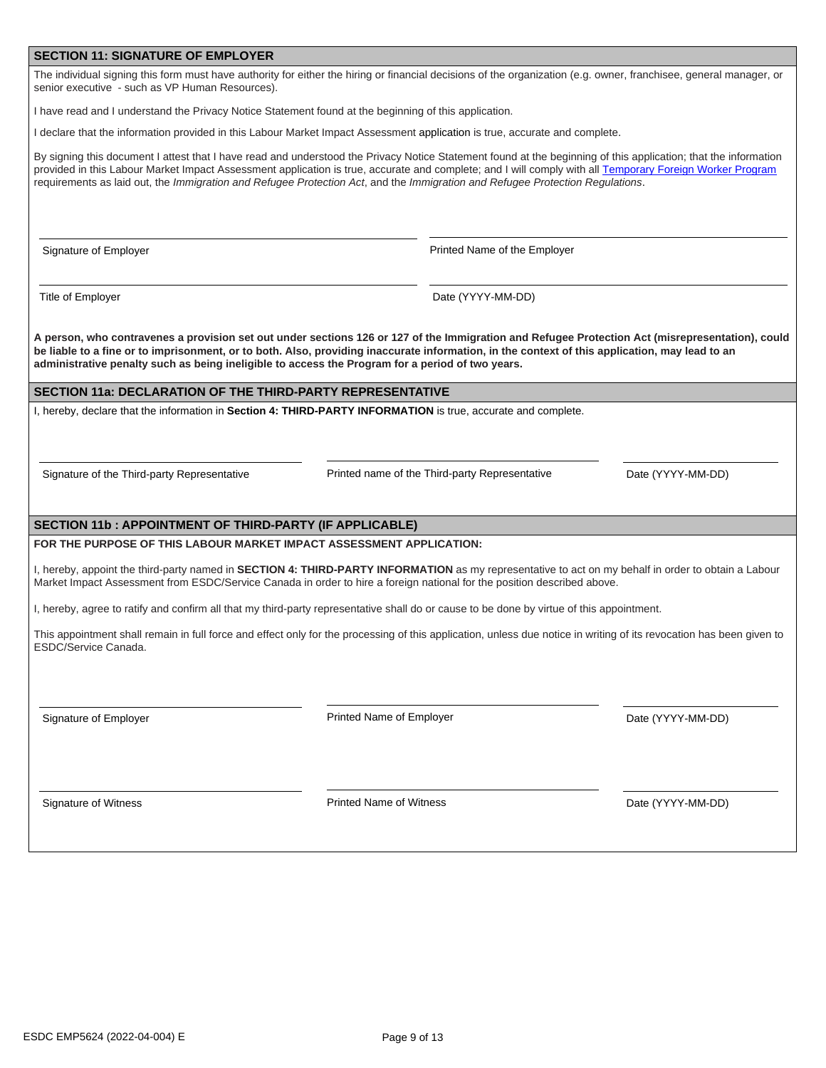## SECTION 11: SIGNATURE OF EMPLOYER

The individual signing this form must have authority for either the hiring or financial decisions of the organization (e.g. owner, franchisee, general manager, or senior executive - such as VP Human Resources).

I have read and I understand the Privacy Notice Statement found at the beginning of this application.

I declare that the information provided in this Labour Market Impact Assessment application is true, accurate and complete.

By signing this document I attest that I have read and understood the Privacy Notice Statement found at the beginning of this application; that the information provided in this Labour Market Impact Assessment application is true, accurate and complete; and I will comply with all Temporary Foreign Worker Program requirements as laid out, the *Immigration and Refugee Protection Act*, and the *Immigration and Refugee Protection Regulations*.

| | |
|---|---|
| Signature of Employer | Printed Name of the Employer |
| Title of Employer | Date (YYYY-MM-DD) |

**A person, who contravenes a provision set out under sections 126 or 127 of the Immigration and Refugee Protection Act (misrepresentation), could be liable to a fine or to imprisonment, or to both. Also, providing inaccurate information, in the context of this application, may lead to an administrative penalty such as being ineligible to access the Program for a period of two years.**

## SECTION 11a: DECLARATION OF THE THIRD-PARTY REPRESENTATIVE

I, hereby, declare that the information in **Section 4: THIRD-PARTY INFORMATION** is true, accurate and complete.

| | | |
|---|---|---|
| Signature of the Third-party Representative | Printed name of the Third-party Representative | Date (YYYY-MM-DD) |

## SECTION 11b : APPOINTMENT OF THIRD-PARTY (IF APPLICABLE)

**FOR THE PURPOSE OF THIS LABOUR MARKET IMPACT ASSESSMENT APPLICATION:**

I, hereby, appoint the third-party named in **SECTION 4: THIRD-PARTY INFORMATION** as my representative to act on my behalf in order to obtain a Labour Market Impact Assessment from ESDC/Service Canada in order to hire a foreign national for the position described above.

I, hereby, agree to ratify and confirm all that my third-party representative shall do or cause to be done by virtue of this appointment.

This appointment shall remain in full force and effect only for the processing of this application, unless due notice in writing of its revocation has been given to ESDC/Service Canada.

| | | |
|---|---|---|
| Signature of Employer | Printed Name of Employer | Date (YYYY-MM-DD) |
| Signature of Witness | Printed Name of Witness | Date (YYYY-MM-DD) |

ESDC EMP5624 (2022-04-004) E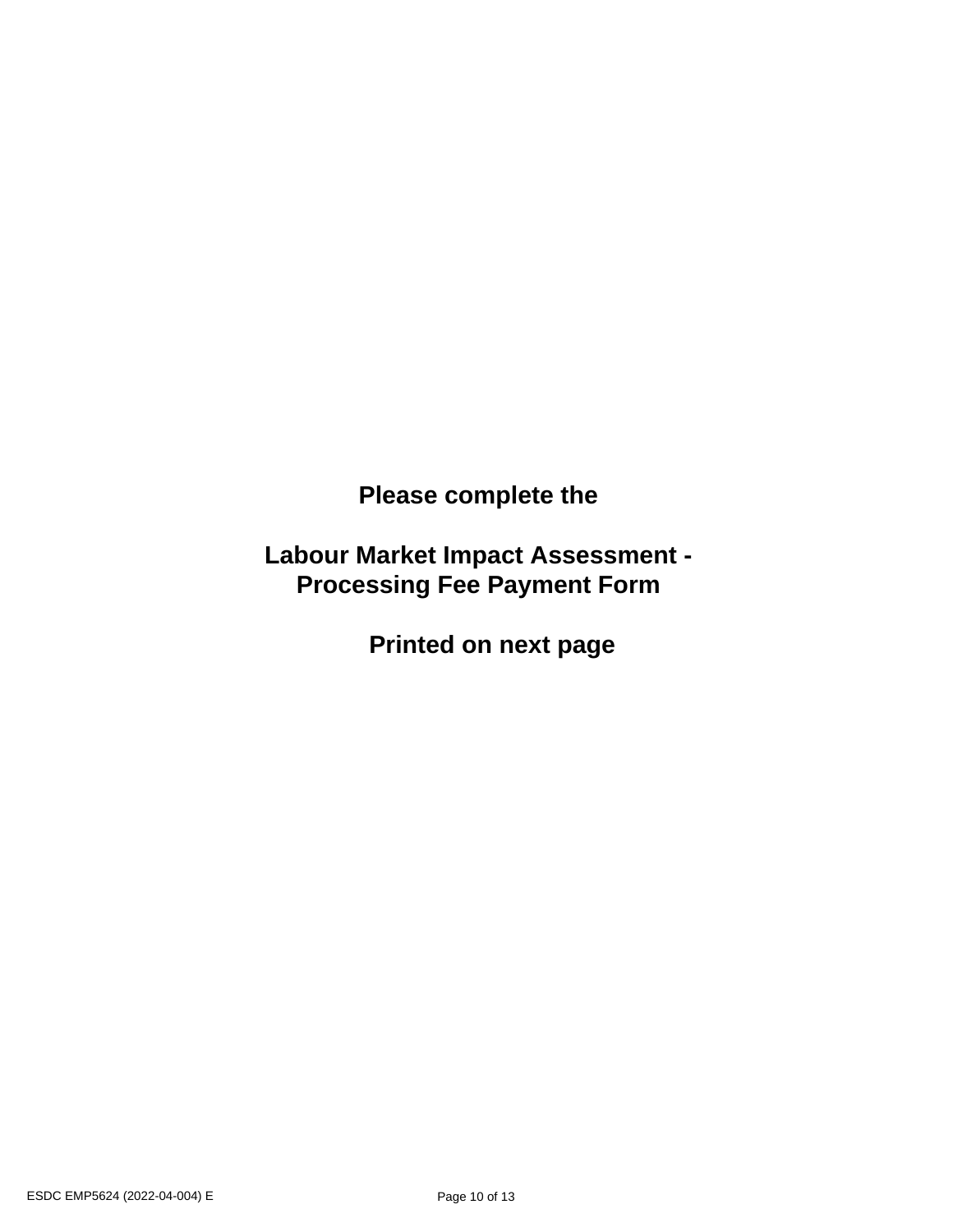**Please complete the**

**Labour Market Impact Assessment - Processing Fee Payment Form**

**Printed on next page**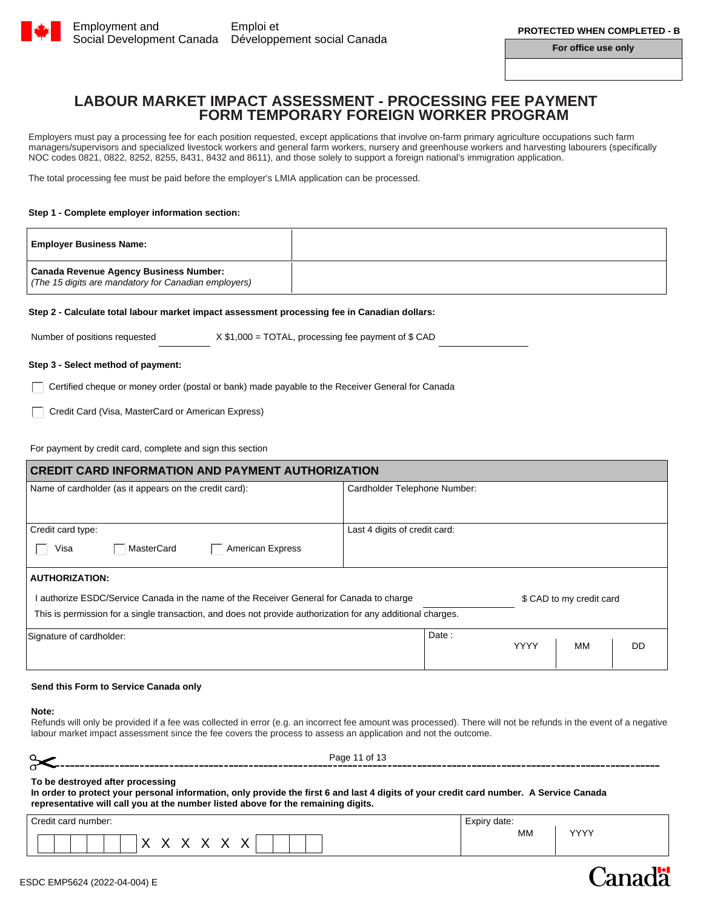Employment and Social Development Canada / Emploi et Développement social Canada

**PROTECTED WHEN COMPLETED - B**

| For office use only |
| --- |
| |

# LABOUR MARKET IMPACT ASSESSMENT - PROCESSING FEE PAYMENT FORM TEMPORARY FOREIGN WORKER PROGRAM

Employers must pay a processing fee for each position requested, except applications that involve on-farm primary agriculture occupations such farm managers/supervisors and specialized livestock workers and general farm workers, nursery and greenhouse workers and harvesting labourers (specifically NOC codes 0821, 0822, 8252, 8255, 8431, 8432 and 8611), and those solely to support a foreign national's immigration application.

The total processing fee must be paid before the employer's LMIA application can be processed.

**Step 1 - Complete employer information section:**

| | |
| --- | --- |
| **Employer Business Name:** | |
| **Canada Revenue Agency Business Number:** *(The 15 digits are mandatory for Canadian employers)* | |

**Step 2 - Calculate total labour market impact assessment processing fee in Canadian dollars:**

Number of positions requested ________ X $1,000 = TOTAL, processing fee payment of $ CAD ________

**Step 3 - Select method of payment:**

☐ Certified cheque or money order (postal or bank) made payable to the Receiver General for Canada

☐ Credit Card (Visa, MasterCard or American Express)

For payment by credit card, complete and sign this section

| **CREDIT CARD INFORMATION AND PAYMENT AUTHORIZATION** | |
| --- | --- |
| Name of cardholder (as it appears on the credit card): | Cardholder Telephone Number: |
| Credit card type: ☐ Visa ☐ MasterCard ☐ American Express | Last 4 digits of credit card: |

**AUTHORIZATION:**

I authorize ESDC/Service Canada in the name of the Receiver General for Canada to charge ________ $ CAD to my credit card

This is permission for a single transaction, and does not provide authorization for any additional charges.

| Signature of cardholder: | Date : YYYY | MM | DD |
| --- | --- | --- | --- |
| | | | |

**Send this Form to Service Canada only**

**Note:**
Refunds will only be provided if a fee was collected in error (e.g. an incorrect fee amount was processed). There will not be refunds in the event of a negative labour market impact assessment since the fee covers the process to assess an application and not the outcome.

---

**To be destroyed after processing**
**In order to protect your personal information, only provide the first 6 and last 4 digits of your credit card number. A Service Canada representative will call you at the number listed above for the remaining digits.**

| Credit card number: | Expiry date: MM | YYYY |
| --- | --- | --- |
| ☐☐☐☐☐☐ X X X X X X ☐☐☐☐ | | |

ESDC EMP5624 (2022-04-004) E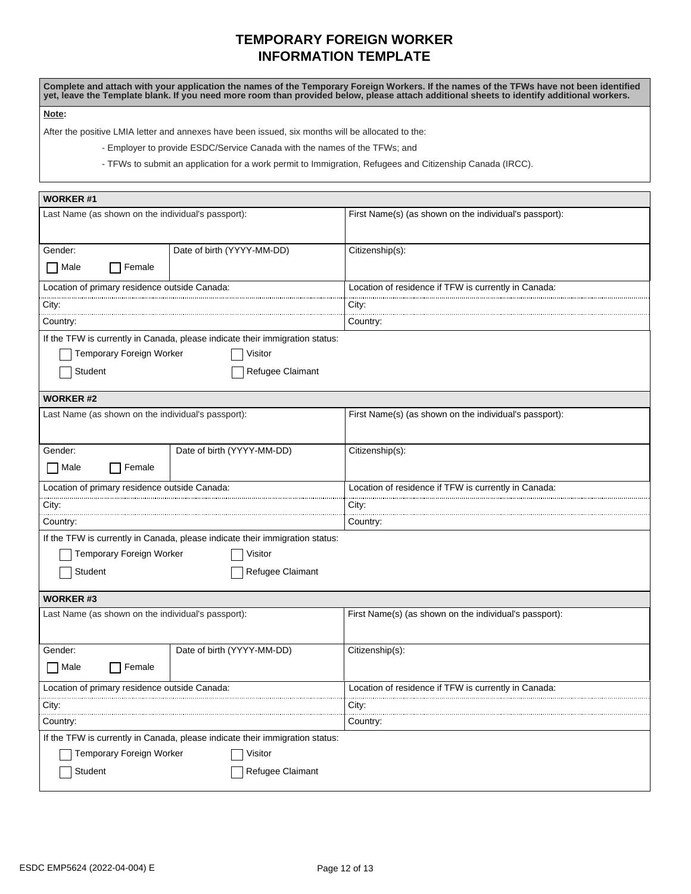# TEMPORARY FOREIGN WORKER INFORMATION TEMPLATE

**Complete and attach with your application the names of the Temporary Foreign Workers. If the names of the TFWs have not been identified yet, leave the Template blank. If you need more room than provided below, please attach additional sheets to identify additional workers.**

**Note:**

After the positive LMIA letter and annexes have been issued, six months will be allocated to the:

- Employer to provide ESDC/Service Canada with the names of the TFWs; and
- TFWs to submit an application for a work permit to Immigration, Refugees and Citizenship Canada (IRCC).

## WORKER #1

| Last Name (as shown on the individual's passport): | | First Name(s) (as shown on the individual's passport): |
|---|---|---|
| Gender: ☐ Male ☐ Female | Date of birth (YYYY-MM-DD) | Citizenship(s): |
| Location of primary residence outside Canada: | | Location of residence if TFW is currently in Canada: |
| City: | | City: |
| Country: | | Country: |

If the TFW is currently in Canada, please indicate their immigration status:

☐ Temporary Foreign Worker ☐ Visitor

☐ Student ☐ Refugee Claimant

## WORKER #2

| Last Name (as shown on the individual's passport): | | First Name(s) (as shown on the individual's passport): |
|---|---|---|
| Gender: ☐ Male ☐ Female | Date of birth (YYYY-MM-DD) | Citizenship(s): |
| Location of primary residence outside Canada: | | Location of residence if TFW is currently in Canada: |
| City: | | City: |
| Country: | | Country: |

If the TFW is currently in Canada, please indicate their immigration status:

☐ Temporary Foreign Worker ☐ Visitor

☐ Student ☐ Refugee Claimant

## WORKER #3

| Last Name (as shown on the individual's passport): | | First Name(s) (as shown on the individual's passport): |
|---|---|---|
| Gender: ☐ Male ☐ Female | Date of birth (YYYY-MM-DD) | Citizenship(s): |
| Location of primary residence outside Canada: | | Location of residence if TFW is currently in Canada: |
| City: | | City: |
| Country: | | Country: |

If the TFW is currently in Canada, please indicate their immigration status:

☐ Temporary Foreign Worker ☐ Visitor

☐ Student ☐ Refugee Claimant

ESDC EMP5624 (2022-04-004) E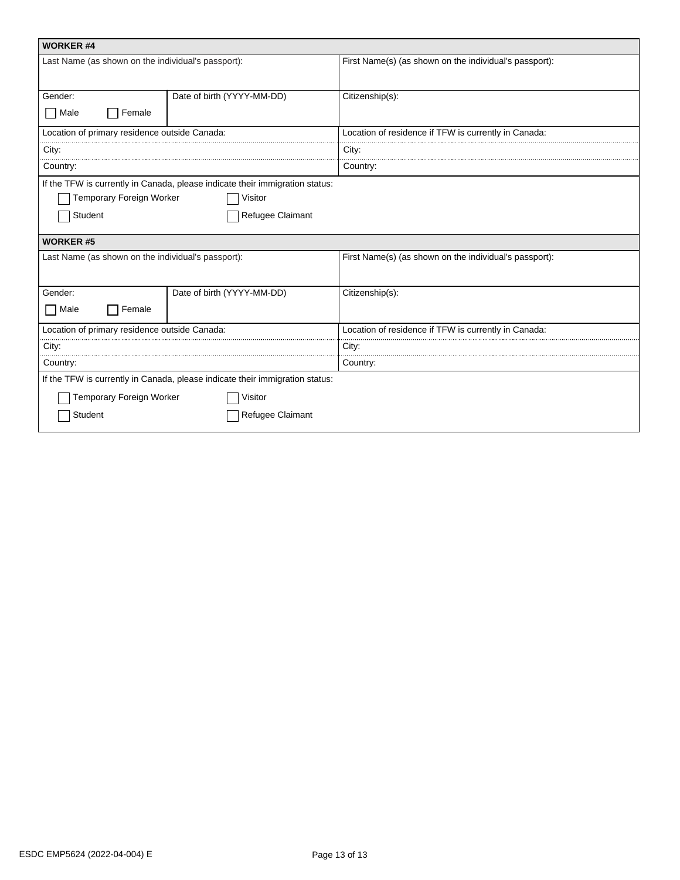**WORKER #4**

| | |
|---|---|
| Last Name (as shown on the individual's passport): | First Name(s) (as shown on the individual's passport): |

| | | |
|---|---|---|
| Gender: ☐ Male ☐ Female | Date of birth (YYYY-MM-DD) | Citizenship(s): |

| | |
|---|---|
| Location of primary residence outside Canada: | Location of residence if TFW is currently in Canada: |
| City: | City: |
| Country: | Country: |

If the TFW is currently in Canada, please indicate their immigration status:

☐ Temporary Foreign Worker ☐ Visitor

☐ Student ☐ Refugee Claimant

**WORKER #5**

| | |
|---|---|
| Last Name (as shown on the individual's passport): | First Name(s) (as shown on the individual's passport): |

| | | |
|---|---|---|
| Gender: ☐ Male ☐ Female | Date of birth (YYYY-MM-DD) | Citizenship(s): |

| | |
|---|---|
| Location of primary residence outside Canada: | Location of residence if TFW is currently in Canada: |
| City: | City: |
| Country: | Country: |

If the TFW is currently in Canada, please indicate their immigration status:

☐ Temporary Foreign Worker ☐ Visitor

☐ Student ☐ Refugee Claimant

ESDC EMP5624 (2022-04-004) E